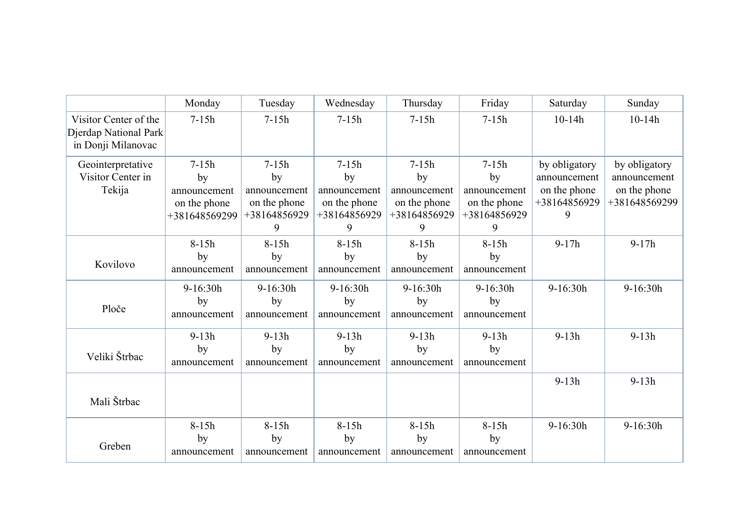| | Monday | Tuesday | Wednesday | Thursday | Friday | Saturday | Sunday |
|---|---|---|---|---|---|---|---|
| Visitor Center of the Djerdap National Park in Donji Milanovac | 7-15h | 7-15h | 7-15h | 7-15h | 7-15h | 10-14h | 10-14h |
| Geointerpretative Visitor Center in Tekija | 7-15h by announcement on the phone +381648569299 | 7-15h by announcement on the phone +381648569299 | 7-15h by announcement on the phone +381648569299 | 7-15h by announcement on the phone +381648569299 | 7-15h by announcement on the phone +381648569299 | by obligatory announcement on the phone +381648569299 | by obligatory announcement on the phone +381648569299 |
| Kovilovo | 8-15h by announcement | 8-15h by announcement | 8-15h by announcement | 8-15h by announcement | 8-15h by announcement | 9-17h | 9-17h |
| Ploče | 9-16:30h by announcement | 9-16:30h by announcement | 9-16:30h by announcement | 9-16:30h by announcement | 9-16:30h by announcement | 9-16:30h | 9-16:30h |
| Veliki Štrbac | 9-13h by announcement | 9-13h by announcement | 9-13h by announcement | 9-13h by announcement | 9-13h by announcement | 9-13h | 9-13h |
| Mali Štrbac | | | | | | 9-13h | 9-13h |
| Greben | 8-15h by announcement | 8-15h by announcement | 8-15h by announcement | 8-15h by announcement | 8-15h by announcement | 9-16:30h | 9-16:30h |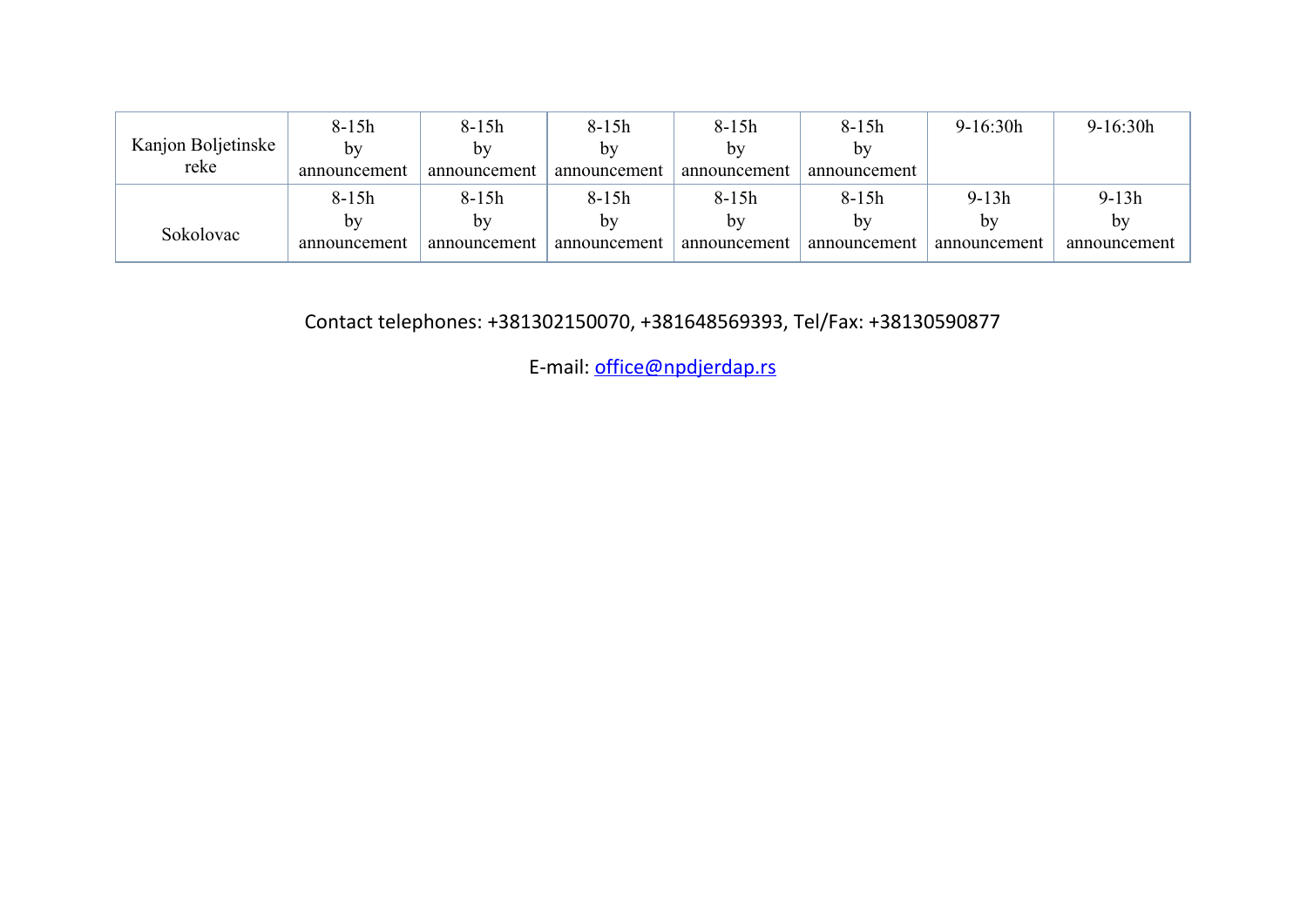| | | | | | | | |
|---|---|---|---|---|---|---|---|
| Kanjon Boljetinske reke | 8-15h by announcement | 8-15h by announcement | 8-15h by announcement | 8-15h by announcement | 8-15h by announcement | 9-16:30h | 9-16:30h |
| Sokolovac | 8-15h by announcement | 8-15h by announcement | 8-15h by announcement | 8-15h by announcement | 8-15h by announcement | 9-13h by announcement | 9-13h by announcement |

Contact telephones: +381302150070, +381648569393, Tel/Fax: +38130590877

E-mail: office@npdjerdap.rs